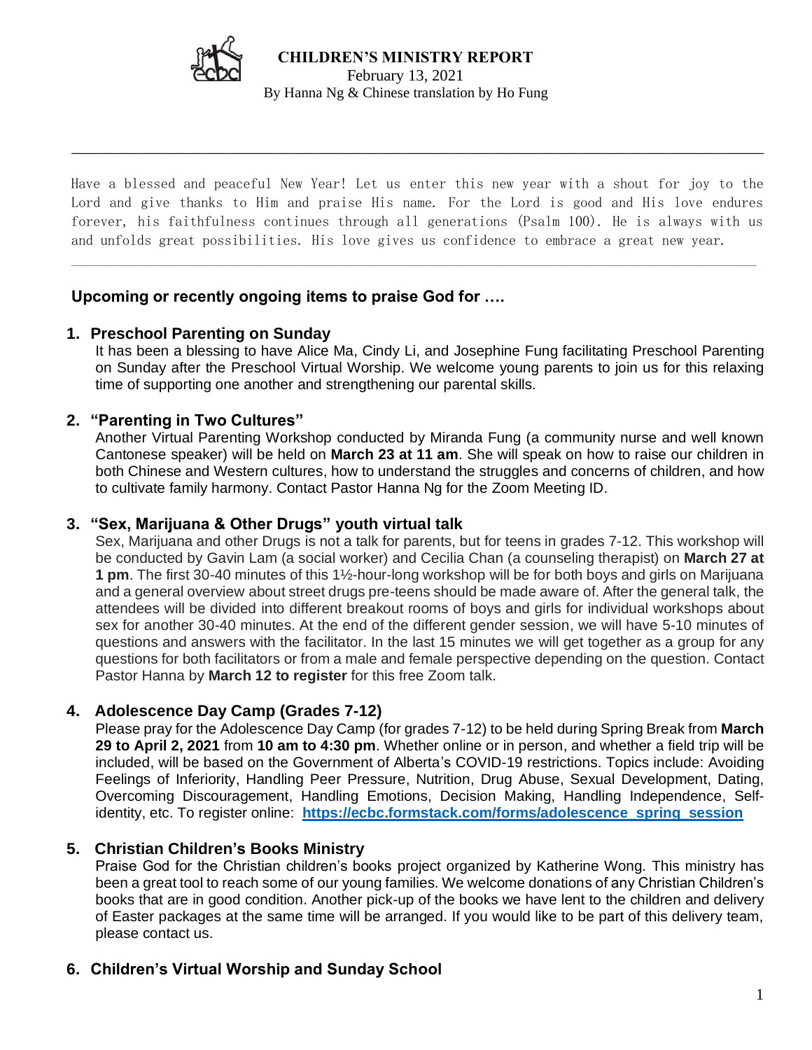# CHILDREN'S MINISTRY REPORT

February 13, 2021

By Hanna Ng & Chinese translation by Ho Fung

---

Have a blessed and peaceful New Year! Let us enter this new year with a shout for joy to the Lord and give thanks to Him and praise His name. For the Lord is good and His love endures forever, his faithfulness continues through all generations (Psalm 100). He is always with us and unfolds great possibilities. His love gives us confidence to embrace a great new year.

---

## Upcoming or recently ongoing items to praise God for ….

1. **Preschool Parenting on Sunday**

   It has been a blessing to have Alice Ma, Cindy Li, and Josephine Fung facilitating Preschool Parenting on Sunday after the Preschool Virtual Worship. We welcome young parents to join us for this relaxing time of supporting one another and strengthening our parental skills.

2. **"Parenting in Two Cultures"**

   Another Virtual Parenting Workshop conducted by Miranda Fung (a community nurse and well known Cantonese speaker) will be held on **March 23 at 11 am**. She will speak on how to raise our children in both Chinese and Western cultures, how to understand the struggles and concerns of children, and how to cultivate family harmony. Contact Pastor Hanna Ng for the Zoom Meeting ID.

3. **"Sex, Marijuana & Other Drugs" youth virtual talk**

   Sex, Marijuana and other Drugs is not a talk for parents, but for teens in grades 7-12. This workshop will be conducted by Gavin Lam (a social worker) and Cecilia Chan (a counseling therapist) on **March 27 at 1 pm**. The first 30-40 minutes of this 1½-hour-long workshop will be for both boys and girls on Marijuana and a general overview about street drugs pre-teens should be made aware of. After the general talk, the attendees will be divided into different breakout rooms of boys and girls for individual workshops about sex for another 30-40 minutes. At the end of the different gender session, we will have 5-10 minutes of questions and answers with the facilitator. In the last 15 minutes we will get together as a group for any questions for both facilitators or from a male and female perspective depending on the question. Contact Pastor Hanna by **March 12 to register** for this free Zoom talk.

4. **Adolescence Day Camp (Grades 7-12)**

   Please pray for the Adolescence Day Camp (for grades 7-12) to be held during Spring Break from **March 29 to April 2, 2021** from **10 am to 4:30 pm**. Whether online or in person, and whether a field trip will be included, will be based on the Government of Alberta's COVID-19 restrictions. Topics include: Avoiding Feelings of Inferiority, Handling Peer Pressure, Nutrition, Drug Abuse, Sexual Development, Dating, Overcoming Discouragement, Handling Emotions, Decision Making, Handling Independence, Self-identity, etc. To register online: **https://ecbc.formstack.com/forms/adolescence_spring_session**

5. **Christian Children's Books Ministry**

   Praise God for the Christian children's books project organized by Katherine Wong. This ministry has been a great tool to reach some of our young families. We welcome donations of any Christian Children's books that are in good condition. Another pick-up of the books we have lent to the children and delivery of Easter packages at the same time will be arranged. If you would like to be part of this delivery team, please contact us.

6. **Children's Virtual Worship and Sunday School**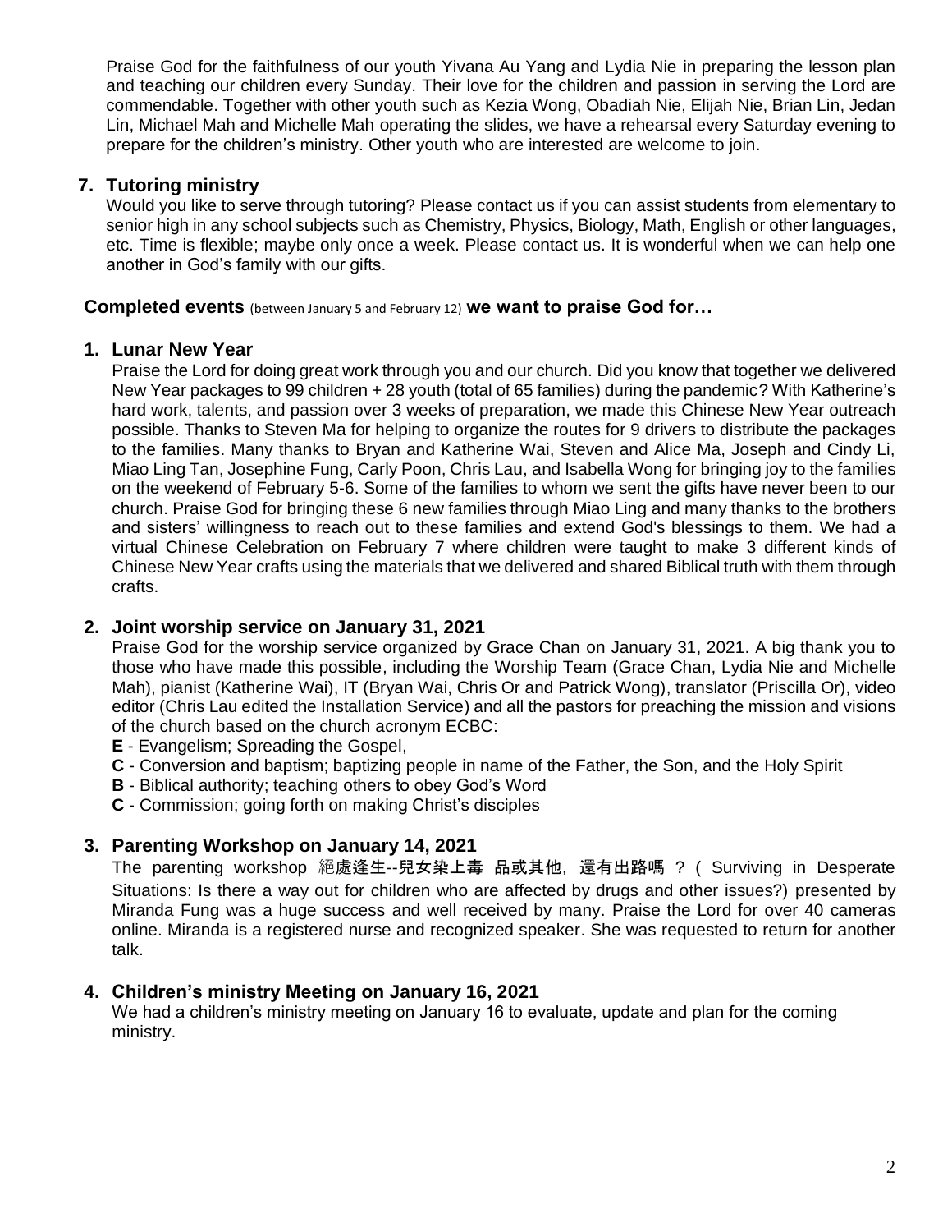Praise God for the faithfulness of our youth Yivana Au Yang and Lydia Nie in preparing the lesson plan and teaching our children every Sunday. Their love for the children and passion in serving the Lord are commendable. Together with other youth such as Kezia Wong, Obadiah Nie, Elijah Nie, Brian Lin, Jedan Lin, Michael Mah and Michelle Mah operating the slides, we have a rehearsal every Saturday evening to prepare for the children's ministry. Other youth who are interested are welcome to join.

**7. Tutoring ministry**

Would you like to serve through tutoring? Please contact us if you can assist students from elementary to senior high in any school subjects such as Chemistry, Physics, Biology, Math, English or other languages, etc. Time is flexible; maybe only once a week. Please contact us. It is wonderful when we can help one another in God's family with our gifts.

## Completed events (between January 5 and February 12) we want to praise God for…

**1. Lunar New Year**

Praise the Lord for doing great work through you and our church. Did you know that together we delivered New Year packages to 99 children + 28 youth (total of 65 families) during the pandemic? With Katherine's hard work, talents, and passion over 3 weeks of preparation, we made this Chinese New Year outreach possible. Thanks to Steven Ma for helping to organize the routes for 9 drivers to distribute the packages to the families. Many thanks to Bryan and Katherine Wai, Steven and Alice Ma, Joseph and Cindy Li, Miao Ling Tan, Josephine Fung, Carly Poon, Chris Lau, and Isabella Wong for bringing joy to the families on the weekend of February 5-6. Some of the families to whom we sent the gifts have never been to our church. Praise God for bringing these 6 new families through Miao Ling and many thanks to the brothers and sisters' willingness to reach out to these families and extend God's blessings to them. We had a virtual Chinese Celebration on February 7 where children were taught to make 3 different kinds of Chinese New Year crafts using the materials that we delivered and shared Biblical truth with them through crafts.

**2. Joint worship service on January 31, 2021**

Praise God for the worship service organized by Grace Chan on January 31, 2021. A big thank you to those who have made this possible, including the Worship Team (Grace Chan, Lydia Nie and Michelle Mah), pianist (Katherine Wai), IT (Bryan Wai, Chris Or and Patrick Wong), translator (Priscilla Or), video editor (Chris Lau edited the Installation Service) and all the pastors for preaching the mission and visions of the church based on the church acronym ECBC:

**E** - Evangelism; Spreading the Gospel,
**C** - Conversion and baptism; baptizing people in name of the Father, the Son, and the Holy Spirit
**B** - Biblical authority; teaching others to obey God's Word
**C** - Commission; going forth on making Christ's disciples

**3. Parenting Workshop on January 14, 2021**

The parenting workshop 絕處逢生--兒女染上毒 品或其他，還有出路嗎？( Surviving in Desperate Situations: Is there a way out for children who are affected by drugs and other issues?) presented by Miranda Fung was a huge success and well received by many. Praise the Lord for over 40 cameras online. Miranda is a registered nurse and recognized speaker. She was requested to return for another talk.

**4. Children's ministry Meeting on January 16, 2021**

We had a children's ministry meeting on January 16 to evaluate, update and plan for the coming ministry.